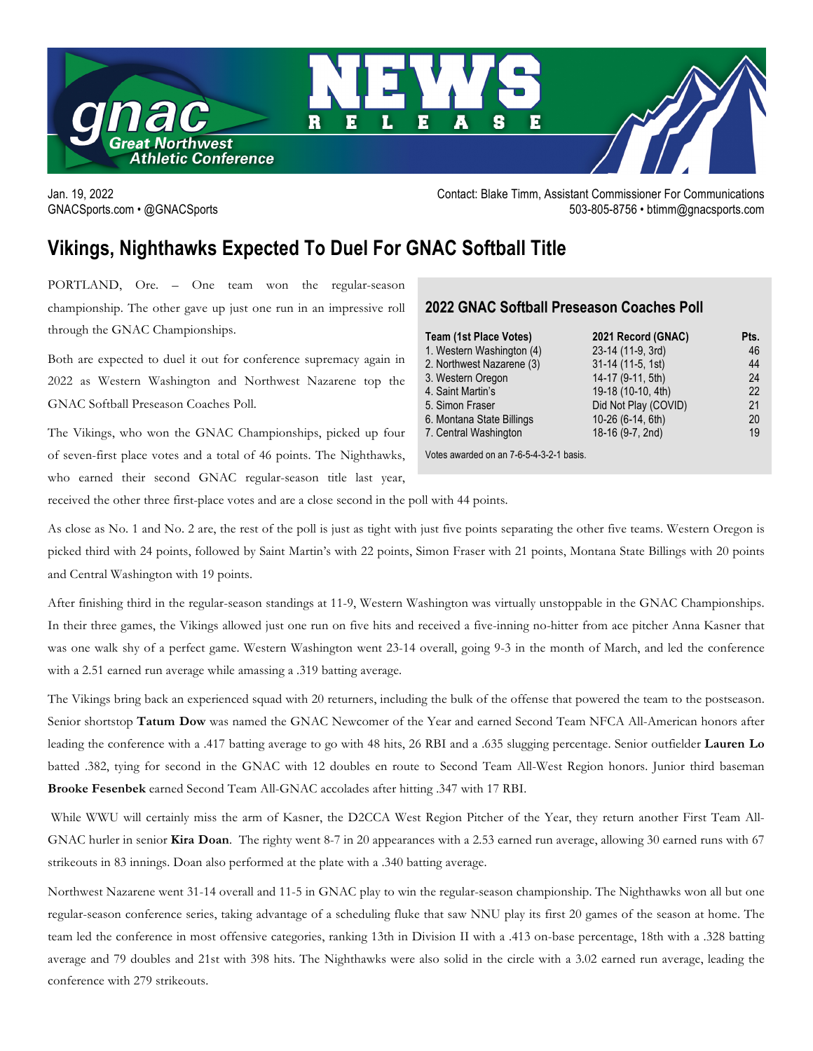Jan. 19, 2022
GNACSports.com • @GNACSports

Contact: Blake Timm, Assistant Commissioner For Communications
503-805-8756 • btimm@gnacsports.com

# Vikings, Nighthawks Expected To Duel For GNAC Softball Title

PORTLAND, Ore. – One team won the regular-season championship. The other gave up just one run in an impressive roll through the GNAC Championships.

Both are expected to duel it out for conference supremacy again in 2022 as Western Washington and Northwest Nazarene top the GNAC Softball Preseason Coaches Poll.

The Vikings, who won the GNAC Championships, picked up four of seven-first place votes and a total of 46 points. The Nighthawks, who earned their second GNAC regular-season title last year, received the other three first-place votes and are a close second in the poll with 44 points.

### 2022 GNAC Softball Preseason Coaches Poll

| Team (1st Place Votes) | 2021 Record (GNAC) | Pts. |
|---|---|---|
| 1. Western Washington (4) | 23-14 (11-9, 3rd) | 46 |
| 2. Northwest Nazarene (3) | 31-14 (11-5, 1st) | 44 |
| 3. Western Oregon | 14-17 (9-11, 5th) | 24 |
| 4. Saint Martin's | 19-18 (10-10, 4th) | 22 |
| 5. Simon Fraser | Did Not Play (COVID) | 21 |
| 6. Montana State Billings | 10-26 (6-14, 6th) | 20 |
| 7. Central Washington | 18-16 (9-7, 2nd) | 19 |

Votes awarded on an 7-6-5-4-3-2-1 basis.

As close as No. 1 and No. 2 are, the rest of the poll is just as tight with just five points separating the other five teams. Western Oregon is picked third with 24 points, followed by Saint Martin's with 22 points, Simon Fraser with 21 points, Montana State Billings with 20 points and Central Washington with 19 points.

After finishing third in the regular-season standings at 11-9, Western Washington was virtually unstoppable in the GNAC Championships. In their three games, the Vikings allowed just one run on five hits and received a five-inning no-hitter from ace pitcher Anna Kasner that was one walk shy of a perfect game. Western Washington went 23-14 overall, going 9-3 in the month of March, and led the conference with a 2.51 earned run average while amassing a .319 batting average.

The Vikings bring back an experienced squad with 20 returners, including the bulk of the offense that powered the team to the postseason. Senior shortstop **Tatum Dow** was named the GNAC Newcomer of the Year and earned Second Team NFCA All-American honors after leading the conference with a .417 batting average to go with 48 hits, 26 RBI and a .635 slugging percentage. Senior outfielder **Lauren Lo** batted .382, tying for second in the GNAC with 12 doubles en route to Second Team All-West Region honors. Junior third baseman **Brooke Fesenbek** earned Second Team All-GNAC accolades after hitting .347 with 17 RBI.

While WWU will certainly miss the arm of Kasner, the D2CCA West Region Pitcher of the Year, they return another First Team All-GNAC hurler in senior **Kira Doan**. The righty went 8-7 in 20 appearances with a 2.53 earned run average, allowing 30 earned runs with 67 strikeouts in 83 innings. Doan also performed at the plate with a .340 batting average.

Northwest Nazarene went 31-14 overall and 11-5 in GNAC play to win the regular-season championship. The Nighthawks won all but one regular-season conference series, taking advantage of a scheduling fluke that saw NNU play its first 20 games of the season at home. The team led the conference in most offensive categories, ranking 13th in Division II with a .413 on-base percentage, 18th with a .328 batting average and 79 doubles and 21st with 398 hits. The Nighthawks were also solid in the circle with a 3.02 earned run average, leading the conference with 279 strikeouts.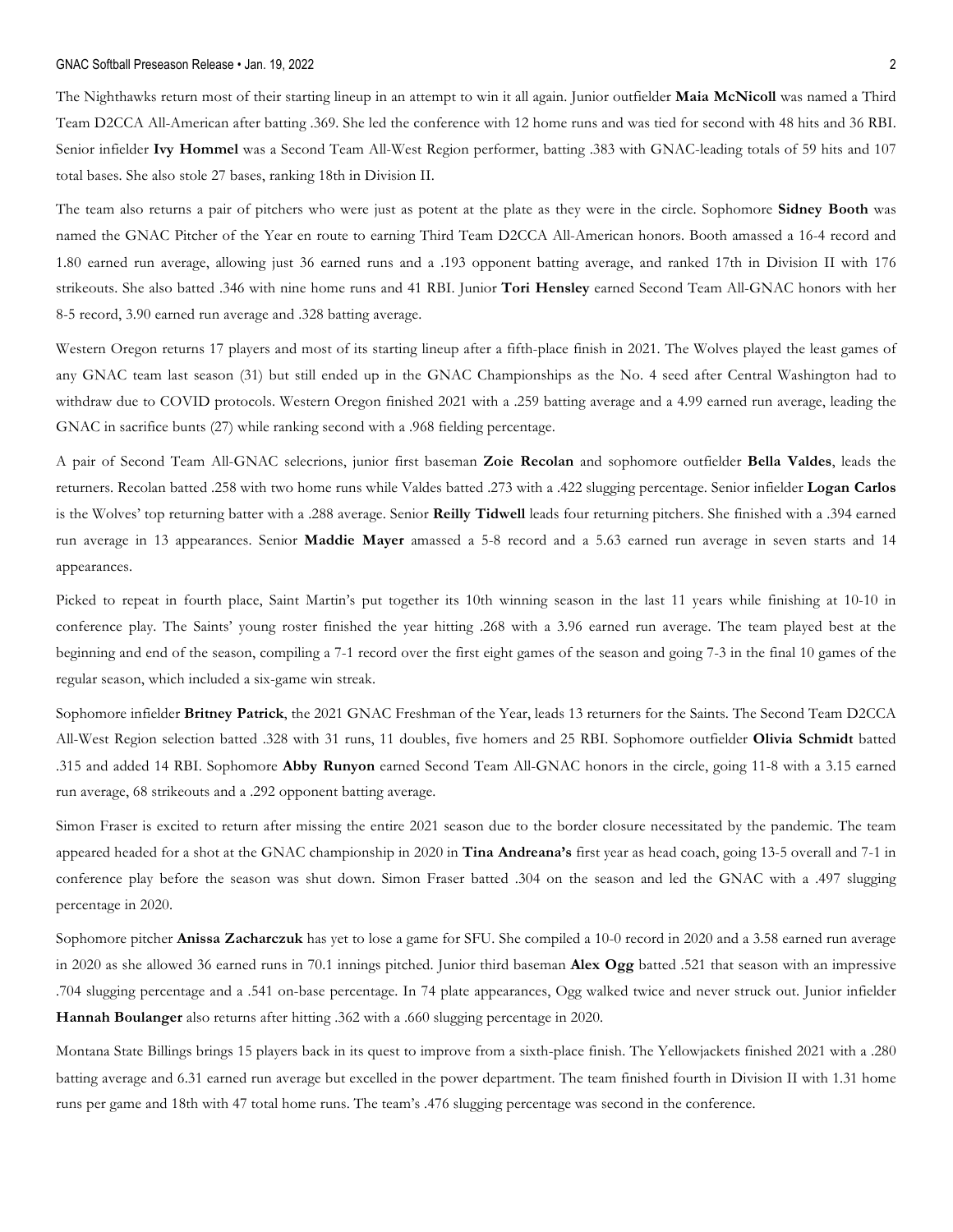The Nighthawks return most of their starting lineup in an attempt to win it all again. Junior outfielder **Maia McNicoll** was named a Third Team D2CCA All-American after batting .369. She led the conference with 12 home runs and was tied for second with 48 hits and 36 RBI. Senior infielder **Ivy Hommel** was a Second Team All-West Region performer, batting .383 with GNAC-leading totals of 59 hits and 107 total bases. She also stole 27 bases, ranking 18th in Division II.

The team also returns a pair of pitchers who were just as potent at the plate as they were in the circle. Sophomore **Sidney Booth** was named the GNAC Pitcher of the Year en route to earning Third Team D2CCA All-American honors. Booth amassed a 16-4 record and 1.80 earned run average, allowing just 36 earned runs and a .193 opponent batting average, and ranked 17th in Division II with 176 strikeouts. She also batted .346 with nine home runs and 41 RBI. Junior **Tori Hensley** earned Second Team All-GNAC honors with her 8-5 record, 3.90 earned run average and .328 batting average.

Western Oregon returns 17 players and most of its starting lineup after a fifth-place finish in 2021. The Wolves played the least games of any GNAC team last season (31) but still ended up in the GNAC Championships as the No. 4 seed after Central Washington had to withdraw due to COVID protocols. Western Oregon finished 2021 with a .259 batting average and a 4.99 earned run average, leading the GNAC in sacrifice bunts (27) while ranking second with a .968 fielding percentage.

A pair of Second Team All-GNAC selecrions, junior first baseman **Zoie Recolan** and sophomore outfielder **Bella Valdes**, leads the returners. Recolan batted .258 with two home runs while Valdes batted .273 with a .422 slugging percentage. Senior infielder **Logan Carlos** is the Wolves' top returning batter with a .288 average. Senior **Reilly Tidwell** leads four returning pitchers. She finished with a .394 earned run average in 13 appearances. Senior **Maddie Mayer** amassed a 5-8 record and a 5.63 earned run average in seven starts and 14 appearances.

Picked to repeat in fourth place, Saint Martin's put together its 10th winning season in the last 11 years while finishing at 10-10 in conference play. The Saints' young roster finished the year hitting .268 with a 3.96 earned run average. The team played best at the beginning and end of the season, compiling a 7-1 record over the first eight games of the season and going 7-3 in the final 10 games of the regular season, which included a six-game win streak.

Sophomore infielder **Britney Patrick**, the 2021 GNAC Freshman of the Year, leads 13 returners for the Saints. The Second Team D2CCA All-West Region selection batted .328 with 31 runs, 11 doubles, five homers and 25 RBI. Sophomore outfielder **Olivia Schmidt** batted .315 and added 14 RBI. Sophomore **Abby Runyon** earned Second Team All-GNAC honors in the circle, going 11-8 with a 3.15 earned run average, 68 strikeouts and a .292 opponent batting average.

Simon Fraser is excited to return after missing the entire 2021 season due to the border closure necessitated by the pandemic. The team appeared headed for a shot at the GNAC championship in 2020 in **Tina Andreana's** first year as head coach, going 13-5 overall and 7-1 in conference play before the season was shut down. Simon Fraser batted .304 on the season and led the GNAC with a .497 slugging percentage in 2020.

Sophomore pitcher **Anissa Zacharczuk** has yet to lose a game for SFU. She compiled a 10-0 record in 2020 and a 3.58 earned run average in 2020 as she allowed 36 earned runs in 70.1 innings pitched. Junior third baseman **Alex Ogg** batted .521 that season with an impressive .704 slugging percentage and a .541 on-base percentage. In 74 plate appearances, Ogg walked twice and never struck out. Junior infielder **Hannah Boulanger** also returns after hitting .362 with a .660 slugging percentage in 2020.

Montana State Billings brings 15 players back in its quest to improve from a sixth-place finish. The Yellowjackets finished 2021 with a .280 batting average and 6.31 earned run average but excelled in the power department. The team finished fourth in Division II with 1.31 home runs per game and 18th with 47 total home runs. The team's .476 slugging percentage was second in the conference.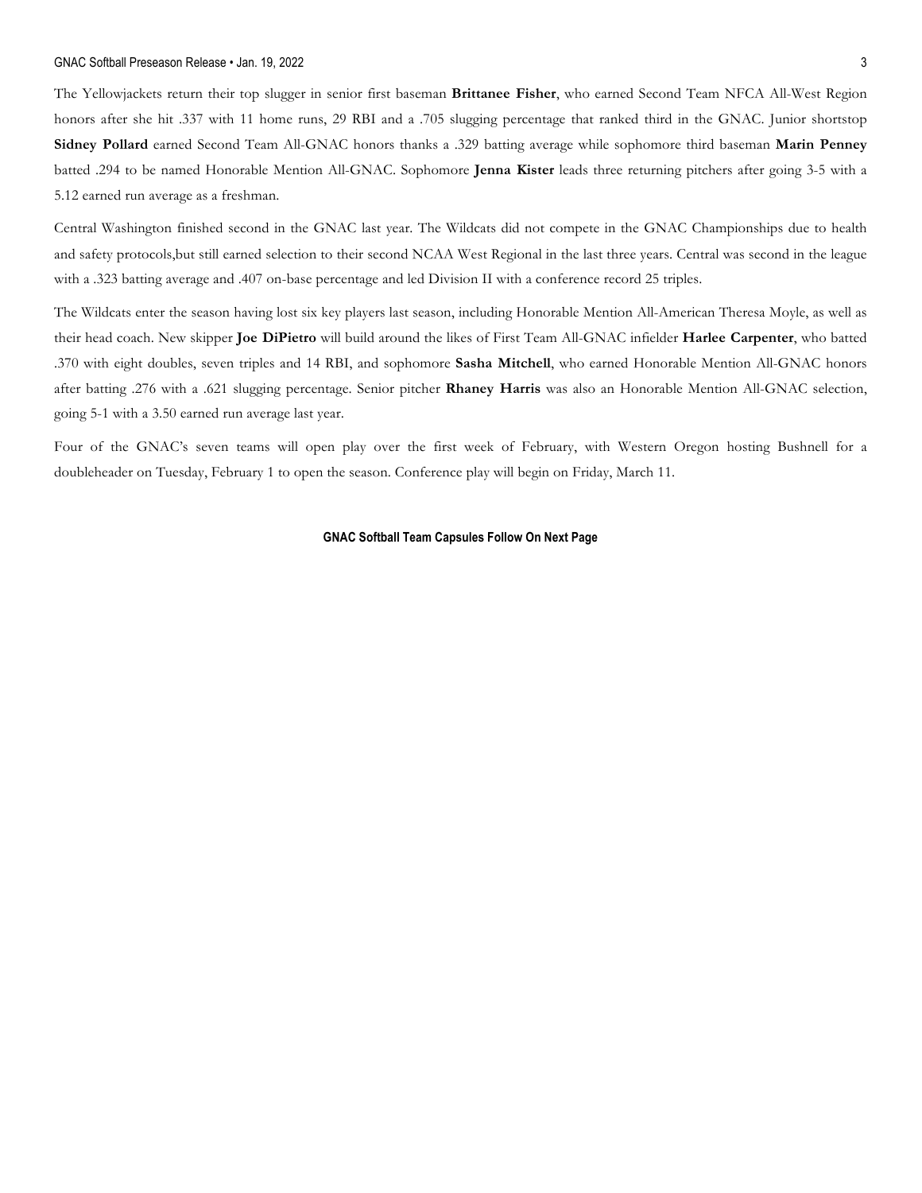The Yellowjackets return their top slugger in senior first baseman **Brittanee Fisher**, who earned Second Team NFCA All-West Region honors after she hit .337 with 11 home runs, 29 RBI and a .705 slugging percentage that ranked third in the GNAC. Junior shortstop **Sidney Pollard** earned Second Team All-GNAC honors thanks a .329 batting average while sophomore third baseman **Marin Penney** batted .294 to be named Honorable Mention All-GNAC. Sophomore **Jenna Kister** leads three returning pitchers after going 3-5 with a 5.12 earned run average as a freshman.

Central Washington finished second in the GNAC last year. The Wildcats did not compete in the GNAC Championships due to health and safety protocols,but still earned selection to their second NCAA West Regional in the last three years. Central was second in the league with a .323 batting average and .407 on-base percentage and led Division II with a conference record 25 triples.

The Wildcats enter the season having lost six key players last season, including Honorable Mention All-American Theresa Moyle, as well as their head coach. New skipper **Joe DiPietro** will build around the likes of First Team All-GNAC infielder **Harlee Carpenter**, who batted .370 with eight doubles, seven triples and 14 RBI, and sophomore **Sasha Mitchell**, who earned Honorable Mention All-GNAC honors after batting .276 with a .621 slugging percentage. Senior pitcher **Rhaney Harris** was also an Honorable Mention All-GNAC selection, going 5-1 with a 3.50 earned run average last year.

Four of the GNAC's seven teams will open play over the first week of February, with Western Oregon hosting Bushnell for a doubleheader on Tuesday, February 1 to open the season. Conference play will begin on Friday, March 11.

**GNAC Softball Team Capsules Follow On Next Page**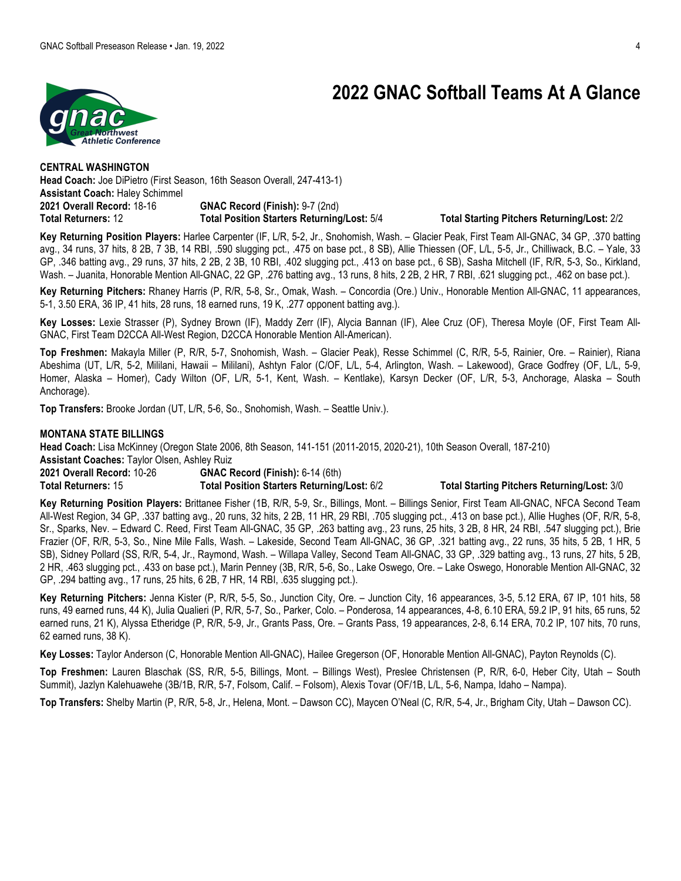# 2022 GNAC Softball Teams At A Glance

**CENTRAL WASHINGTON**
**Head Coach:** Joe DiPietro (First Season, 16th Season Overall, 247-413-1)
**Assistant Coach:** Haley Schimmel
**2021 Overall Record:** 18-16 **GNAC Record (Finish):** 9-7 (2nd)
**Total Returners:** 12 **Total Position Starters Returning/Lost:** 5/4 **Total Starting Pitchers Returning/Lost:** 2/2

**Key Returning Position Players:** Harlee Carpenter (IF, L/R, 5-2, Jr., Snohomish, Wash. – Glacier Peak, First Team All-GNAC, 34 GP, .370 batting avg., 34 runs, 37 hits, 8 2B, 7 3B, 14 RBI, .590 slugging pct., .475 on base pct., 8 SB), Allie Thiessen (OF, L/L, 5-5, Jr., Chilliwack, B.C. – Yale, 33 GP, .346 batting avg., 29 runs, 37 hits, 2 2B, 2 3B, 10 RBI, .402 slugging pct., .413 on base pct., 6 SB), Sasha Mitchell (IF, R/R, 5-3, So., Kirkland, Wash. – Juanita, Honorable Mention All-GNAC, 22 GP, .276 batting avg., 13 runs, 8 hits, 2 2B, 2 HR, 7 RBI, .621 slugging pct., .462 on base pct.).

**Key Returning Pitchers:** Rhaney Harris (P, R/R, 5-8, Sr., Omak, Wash. – Concordia (Ore.) Univ., Honorable Mention All-GNAC, 11 appearances, 5-1, 3.50 ERA, 36 IP, 41 hits, 28 runs, 18 earned runs, 19 K, .277 opponent batting avg.).

**Key Losses:** Lexie Strasser (P), Sydney Brown (IF), Maddy Zerr (IF), Alycia Bannan (IF), Alee Cruz (OF), Theresa Moyle (OF, First Team All-GNAC, First Team D2CCA All-West Region, D2CCA Honorable Mention All-American).

**Top Freshmen:** Makayla Miller (P, R/R, 5-7, Snohomish, Wash. – Glacier Peak), Resse Schimmel (C, R/R, 5-5, Rainier, Ore. – Rainier), Riana Abeshima (UT, L/R, 5-2, Mililani, Hawaii – Mililani), Ashtyn Falor (C/OF, L/L, 5-4, Arlington, Wash. – Lakewood), Grace Godfrey (OF, L/L, 5-9, Homer, Alaska – Homer), Cady Wilton (OF, L/R, 5-1, Kent, Wash. – Kentlake), Karsyn Decker (OF, L/R, 5-3, Anchorage, Alaska – South Anchorage).

**Top Transfers:** Brooke Jordan (UT, L/R, 5-6, So., Snohomish, Wash. – Seattle Univ.).

**MONTANA STATE BILLINGS**
**Head Coach:** Lisa McKinney (Oregon State 2006, 8th Season, 141-151 (2011-2015, 2020-21), 10th Season Overall, 187-210)
**Assistant Coaches:** Taylor Olsen, Ashley Ruiz
**2021 Overall Record:** 10-26 **GNAC Record (Finish):** 6-14 (6th)
**Total Returners:** 15 **Total Position Starters Returning/Lost:** 6/2 **Total Starting Pitchers Returning/Lost:** 3/0

**Key Returning Position Players:** Brittanee Fisher (1B, R/R, 5-9, Sr., Billings, Mont. – Billings Senior, First Team All-GNAC, NFCA Second Team All-West Region, 34 GP, .337 batting avg., 20 runs, 32 hits, 2 2B, 11 HR, 29 RBI, .705 slugging pct., .413 on base pct.), Allie Hughes (OF, R/R, 5-8, Sr., Sparks, Nev. – Edward C. Reed, First Team All-GNAC, 35 GP, .263 batting avg., 23 runs, 25 hits, 3 2B, 8 HR, 24 RBI, .547 slugging pct.), Brie Frazier (OF, R/R, 5-3, So., Nine Mile Falls, Wash. – Lakeside, Second Team All-GNAC, 36 GP, .321 batting avg., 22 runs, 35 hits, 5 2B, 1 HR, 5 SB), Sidney Pollard (SS, R/R, 5-4, Jr., Raymond, Wash. – Willapa Valley, Second Team All-GNAC, 33 GP, .329 batting avg., 13 runs, 27 hits, 5 2B, 2 HR, .463 slugging pct., .433 on base pct.), Marin Penney (3B, R/R, 5-6, So., Lake Oswego, Ore. – Lake Oswego, Honorable Mention All-GNAC, 32 GP, .294 batting avg., 17 runs, 25 hits, 6 2B, 7 HR, 14 RBI, .635 slugging pct.).

**Key Returning Pitchers:** Jenna Kister (P, R/R, 5-5, So., Junction City, Ore. – Junction City, 16 appearances, 3-5, 5.12 ERA, 67 IP, 101 hits, 58 runs, 49 earned runs, 44 K), Julia Qualieri (P, R/R, 5-7, So., Parker, Colo. – Ponderosa, 14 appearances, 4-8, 6.10 ERA, 59.2 IP, 91 hits, 65 runs, 52 earned runs, 21 K), Alyssa Etheridge (P, R/R, 5-9, Jr., Grants Pass, Ore. – Grants Pass, 19 appearances, 2-8, 6.14 ERA, 70.2 IP, 107 hits, 70 runs, 62 earned runs, 38 K).

**Key Losses:** Taylor Anderson (C, Honorable Mention All-GNAC), Hailee Gregerson (OF, Honorable Mention All-GNAC), Payton Reynolds (C).

**Top Freshmen:** Lauren Blaschak (SS, R/R, 5-5, Billings, Mont. – Billings West), Preslee Christensen (P, R/R, 6-0, Heber City, Utah – South Summit), Jazlyn Kalehuawehe (3B/1B, R/R, 5-7, Folsom, Calif. – Folsom), Alexis Tovar (OF/1B, L/L, 5-6, Nampa, Idaho – Nampa).

**Top Transfers:** Shelby Martin (P, R/R, 5-8, Jr., Helena, Mont. – Dawson CC), Maycen O'Neal (C, R/R, 5-4, Jr., Brigham City, Utah – Dawson CC).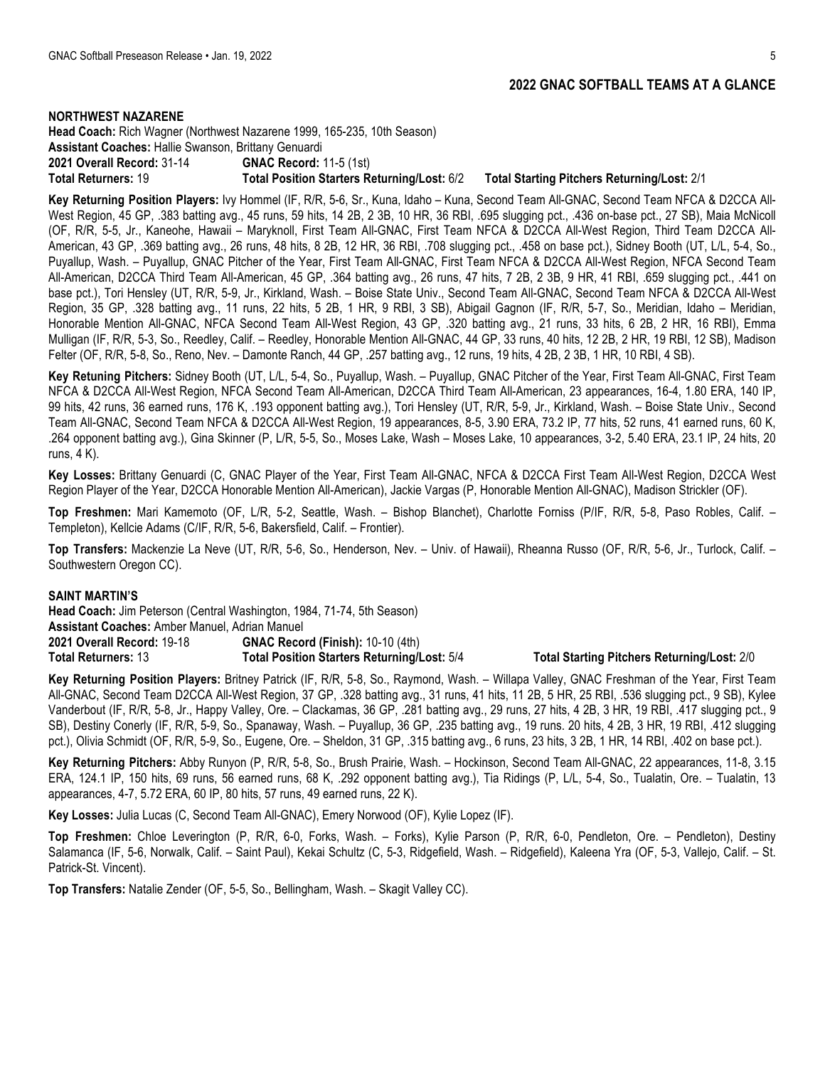## 2022 GNAC SOFTBALL TEAMS AT A GLANCE

### NORTHWEST NAZARENE

**Head Coach:** Rich Wagner (Northwest Nazarene 1999, 165-235, 10th Season)
**Assistant Coaches:** Hallie Swanson, Brittany Genuardi
**2021 Overall Record:** 31-14 **GNAC Record:** 11-5 (1st)
**Total Returners:** 19 **Total Position Starters Returning/Lost:** 6/2 **Total Starting Pitchers Returning/Lost:** 2/1

**Key Returning Position Players:** Ivy Hommel (IF, R/R, 5-6, Sr., Kuna, Idaho – Kuna, Second Team All-GNAC, Second Team NFCA & D2CCA All-West Region, 45 GP, .383 batting avg., 45 runs, 59 hits, 14 2B, 2 3B, 10 HR, 36 RBI, .695 slugging pct., .436 on-base pct., 27 SB), Maia McNicoll (OF, R/R, 5-5, Jr., Kaneohe, Hawaii – Maryknoll, First Team All-GNAC, First Team NFCA & D2CCA All-West Region, Third Team D2CCA All-American, 43 GP, .369 batting avg., 26 runs, 48 hits, 8 2B, 12 HR, 36 RBI, .708 slugging pct., .458 on base pct.), Sidney Booth (UT, L/L, 5-4, So., Puyallup, Wash. – Puyallup, GNAC Pitcher of the Year, First Team All-GNAC, First Team NFCA & D2CCA All-West Region, NFCA Second Team All-American, D2CCA Third Team All-American, 45 GP, .364 batting avg., 26 runs, 47 hits, 7 2B, 2 3B, 9 HR, 41 RBI, .659 slugging pct., .441 on base pct.), Tori Hensley (UT, R/R, 5-9, Jr., Kirkland, Wash. – Boise State Univ., Second Team All-GNAC, Second Team NFCA & D2CCA All-West Region, 35 GP, .328 batting avg., 11 runs, 22 hits, 5 2B, 1 HR, 9 RBI, 3 SB), Abigail Gagnon (IF, R/R, 5-7, So., Meridian, Idaho – Meridian, Honorable Mention All-GNAC, NFCA Second Team All-West Region, 43 GP, .320 batting avg., 21 runs, 33 hits, 6 2B, 2 HR, 16 RBI), Emma Mulligan (IF, R/R, 5-3, So., Reedley, Calif. – Reedley, Honorable Mention All-GNAC, 44 GP, 33 runs, 40 hits, 12 2B, 2 HR, 19 RBI, 12 SB), Madison Felter (OF, R/R, 5-8, So., Reno, Nev. – Damonte Ranch, 44 GP, .257 batting avg., 12 runs, 19 hits, 4 2B, 2 3B, 1 HR, 10 RBI, 4 SB).

**Key Retuning Pitchers:** Sidney Booth (UT, L/L, 5-4, So., Puyallup, Wash. – Puyallup, GNAC Pitcher of the Year, First Team All-GNAC, First Team NFCA & D2CCA All-West Region, NFCA Second Team All-American, D2CCA Third Team All-American, 23 appearances, 16-4, 1.80 ERA, 140 IP, 99 hits, 42 runs, 36 earned runs, 176 K, .193 opponent batting avg.), Tori Hensley (UT, R/R, 5-9, Jr., Kirkland, Wash. – Boise State Univ., Second Team All-GNAC, Second Team NFCA & D2CCA All-West Region, 19 appearances, 8-5, 3.90 ERA, 73.2 IP, 77 hits, 52 runs, 41 earned runs, 60 K, .264 opponent batting avg.), Gina Skinner (P, L/R, 5-5, So., Moses Lake, Wash – Moses Lake, 10 appearances, 3-2, 5.40 ERA, 23.1 IP, 24 hits, 20 runs, 4 K).

**Key Losses:** Brittany Genuardi (C, GNAC Player of the Year, First Team All-GNAC, NFCA & D2CCA First Team All-West Region, D2CCA West Region Player of the Year, D2CCA Honorable Mention All-American), Jackie Vargas (P, Honorable Mention All-GNAC), Madison Strickler (OF).

**Top Freshmen:** Mari Kamemoto (OF, L/R, 5-2, Seattle, Wash. – Bishop Blanchet), Charlotte Forniss (P/IF, R/R, 5-8, Paso Robles, Calif. – Templeton), Kellcie Adams (C/IF, R/R, 5-6, Bakersfield, Calif. – Frontier).

**Top Transfers:** Mackenzie La Neve (UT, R/R, 5-6, So., Henderson, Nev. – Univ. of Hawaii), Rheanna Russo (OF, R/R, 5-6, Jr., Turlock, Calif. – Southwestern Oregon CC).

### SAINT MARTIN'S

**Head Coach:** Jim Peterson (Central Washington, 1984, 71-74, 5th Season)
**Assistant Coaches:** Amber Manuel, Adrian Manuel
**2021 Overall Record:** 19-18 **GNAC Record (Finish):** 10-10 (4th)
**Total Returners:** 13 **Total Position Starters Returning/Lost:** 5/4 **Total Starting Pitchers Returning/Lost:** 2/0

**Key Returning Position Players:** Britney Patrick (IF, R/R, 5-8, So., Raymond, Wash. – Willapa Valley, GNAC Freshman of the Year, First Team All-GNAC, Second Team D2CCA All-West Region, 37 GP, .328 batting avg., 31 runs, 41 hits, 11 2B, 5 HR, 25 RBI, .536 slugging pct., 9 SB), Kylee Vanderbout (IF, R/R, 5-8, Jr., Happy Valley, Ore. – Clackamas, 36 GP, .281 batting avg., 29 runs, 27 hits, 4 2B, 3 HR, 19 RBI, .417 slugging pct., 9 SB), Destiny Conerly (IF, R/R, 5-9, So., Spanaway, Wash. – Puyallup, 36 GP, .235 batting avg., 19 runs. 20 hits, 4 2B, 3 HR, 19 RBI, .412 slugging pct.), Olivia Schmidt (OF, R/R, 5-9, So., Eugene, Ore. – Sheldon, 31 GP, .315 batting avg., 6 runs, 23 hits, 3 2B, 1 HR, 14 RBI, .402 on base pct.).

**Key Returning Pitchers:** Abby Runyon (P, R/R, 5-8, So., Brush Prairie, Wash. – Hockinson, Second Team All-GNAC, 22 appearances, 11-8, 3.15 ERA, 124.1 IP, 150 hits, 69 runs, 56 earned runs, 68 K, .292 opponent batting avg.), Tia Ridings (P, L/L, 5-4, So., Tualatin, Ore. – Tualatin, 13 appearances, 4-7, 5.72 ERA, 60 IP, 80 hits, 57 runs, 49 earned runs, 22 K).

**Key Losses:** Julia Lucas (C, Second Team All-GNAC), Emery Norwood (OF), Kylie Lopez (IF).

**Top Freshmen:** Chloe Leverington (P, R/R, 6-0, Forks, Wash. – Forks), Kylie Parson (P, R/R, 6-0, Pendleton, Ore. – Pendleton), Destiny Salamanca (IF, 5-6, Norwalk, Calif. – Saint Paul), Kekai Schultz (C, 5-3, Ridgefield, Wash. – Ridgefield), Kaleena Yra (OF, 5-3, Vallejo, Calif. – St. Patrick-St. Vincent).

**Top Transfers:** Natalie Zender (OF, 5-5, So., Bellingham, Wash. – Skagit Valley CC).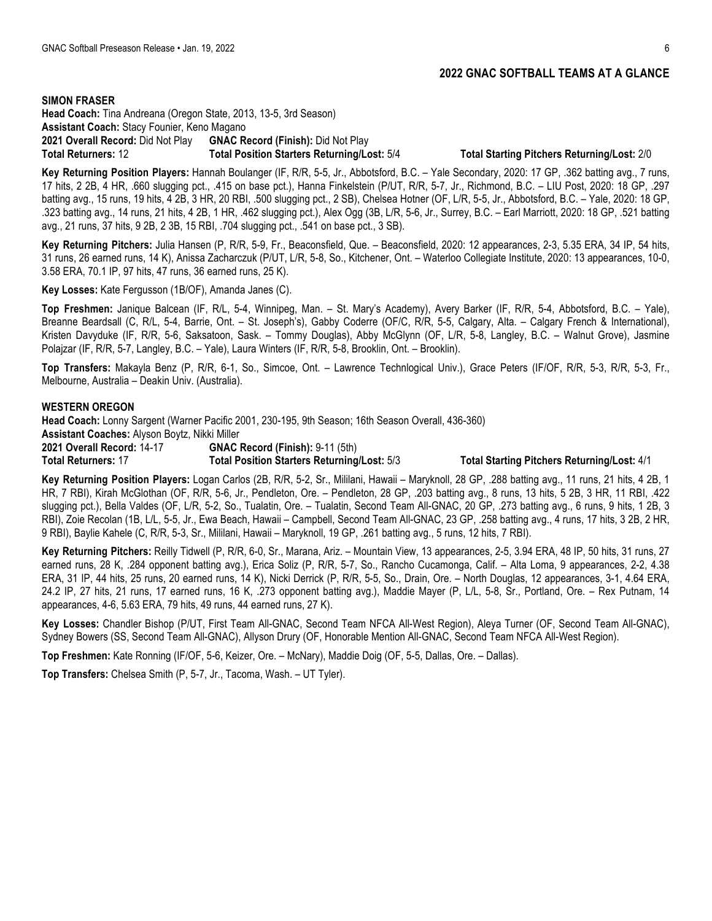## 2022 GNAC SOFTBALL TEAMS AT A GLANCE

### SIMON FRASER

**Head Coach:** Tina Andreana (Oregon State, 2013, 13-5, 3rd Season)
**Assistant Coach:** Stacy Founier, Keno Magano
**2021 Overall Record:** Did Not Play **GNAC Record (Finish):** Did Not Play
**Total Returners:** 12 **Total Position Starters Returning/Lost:** 5/4 **Total Starting Pitchers Returning/Lost:** 2/0

**Key Returning Position Players:** Hannah Boulanger (IF, R/R, 5-5, Jr., Abbotsford, B.C. – Yale Secondary, 2020: 17 GP, .362 batting avg., 7 runs, 17 hits, 2 2B, 4 HR, .660 slugging pct., .415 on base pct.), Hanna Finkelstein (P/UT, R/R, 5-7, Jr., Richmond, B.C. – LIU Post, 2020: 18 GP, .297 batting avg., 15 runs, 19 hits, 4 2B, 3 HR, 20 RBI, .500 slugging pct., 2 SB), Chelsea Hotner (OF, L/R, 5-5, Jr., Abbotsford, B.C. – Yale, 2020: 18 GP, .323 batting avg., 14 runs, 21 hits, 4 2B, 1 HR, .462 slugging pct.), Alex Ogg (3B, L/R, 5-6, Jr., Surrey, B.C. – Earl Marriott, 2020: 18 GP, .521 batting avg., 21 runs, 37 hits, 9 2B, 2 3B, 15 RBI, .704 slugging pct., .541 on base pct., 3 SB).

**Key Returning Pitchers:** Julia Hansen (P, R/R, 5-9, Fr., Beaconsfield, Que. – Beaconsfield, 2020: 12 appearances, 2-3, 5.35 ERA, 34 IP, 54 hits, 31 runs, 26 earned runs, 14 K), Anissa Zacharczuk (P/UT, L/R, 5-8, So., Kitchener, Ont. – Waterloo Collegiate Institute, 2020: 13 appearances, 10-0, 3.58 ERA, 70.1 IP, 97 hits, 47 runs, 36 earned runs, 25 K).

**Key Losses:** Kate Fergusson (1B/OF), Amanda Janes (C).

**Top Freshmen:** Janique Balcean (IF, R/L, 5-4, Winnipeg, Man. – St. Mary's Academy), Avery Barker (IF, R/R, 5-4, Abbotsford, B.C. – Yale), Breanne Beardsall (C, R/L, 5-4, Barrie, Ont. – St. Joseph's), Gabby Coderre (OF/C, R/R, 5-5, Calgary, Alta. – Calgary French & International), Kristen Davyduke (IF, R/R, 5-6, Saksatoon, Sask. – Tommy Douglas), Abby McGlynn (OF, L/R, 5-8, Langley, B.C. – Walnut Grove), Jasmine Polajzar (IF, R/R, 5-7, Langley, B.C. – Yale), Laura Winters (IF, R/R, 5-8, Brooklin, Ont. – Brooklin).

**Top Transfers:** Makayla Benz (P, R/R, 6-1, So., Simcoe, Ont. – Lawrence Technlogical Univ.), Grace Peters (IF/OF, R/R, 5-3, R/R, 5-3, Fr., Melbourne, Australia – Deakin Univ. (Australia).

### WESTERN OREGON

**Head Coach:** Lonny Sargent (Warner Pacific 2001, 230-195, 9th Season; 16th Season Overall, 436-360)
**Assistant Coaches:** Alyson Boytz, Nikki Miller
**2021 Overall Record:** 14-17 **GNAC Record (Finish):** 9-11 (5th)
**Total Returners:** 17 **Total Position Starters Returning/Lost:** 5/3 **Total Starting Pitchers Returning/Lost:** 4/1

**Key Returning Position Players:** Logan Carlos (2B, R/R, 5-2, Sr., Mililani, Hawaii – Maryknoll, 28 GP, .288 batting avg., 11 runs, 21 hits, 4 2B, 1 HR, 7 RBI), Kirah McGlothan (OF, R/R, 5-6, Jr., Pendleton, Ore. – Pendleton, 28 GP, .203 batting avg., 8 runs, 13 hits, 5 2B, 3 HR, 11 RBI, .422 slugging pct.), Bella Valdes (OF, L/R, 5-2, So., Tualatin, Ore. – Tualatin, Second Team All-GNAC, 20 GP, .273 batting avg., 6 runs, 9 hits, 1 2B, 3 RBI), Zoie Recolan (1B, L/L, 5-5, Jr., Ewa Beach, Hawaii – Campbell, Second Team All-GNAC, 23 GP, .258 batting avg., 4 runs, 17 hits, 3 2B, 2 HR, 9 RBI), Baylie Kahele (C, R/R, 5-3, Sr., Mililani, Hawaii – Maryknoll, 19 GP, .261 batting avg., 5 runs, 12 hits, 7 RBI).

**Key Returning Pitchers:** Reilly Tidwell (P, R/R, 6-0, Sr., Marana, Ariz. – Mountain View, 13 appearances, 2-5, 3.94 ERA, 48 IP, 50 hits, 31 runs, 27 earned runs, 28 K, .284 opponent batting avg.), Erica Soliz (P, R/R, 5-7, So., Rancho Cucamonga, Calif. – Alta Loma, 9 appearances, 2-2, 4.38 ERA, 31 IP, 44 hits, 25 runs, 20 earned runs, 14 K), Nicki Derrick (P, R/R, 5-5, So., Drain, Ore. – North Douglas, 12 appearances, 3-1, 4.64 ERA, 24.2 IP, 27 hits, 21 runs, 17 earned runs, 16 K, .273 opponent batting avg.), Maddie Mayer (P, L/L, 5-8, Sr., Portland, Ore. – Rex Putnam, 14 appearances, 4-6, 5.63 ERA, 79 hits, 49 runs, 44 earned runs, 27 K).

**Key Losses:** Chandler Bishop (P/UT, First Team All-GNAC, Second Team NFCA All-West Region), Aleya Turner (OF, Second Team All-GNAC), Sydney Bowers (SS, Second Team All-GNAC), Allyson Drury (OF, Honorable Mention All-GNAC, Second Team NFCA All-West Region).

**Top Freshmen:** Kate Ronning (IF/OF, 5-6, Keizer, Ore. – McNary), Maddie Doig (OF, 5-5, Dallas, Ore. – Dallas).

**Top Transfers:** Chelsea Smith (P, 5-7, Jr., Tacoma, Wash. – UT Tyler).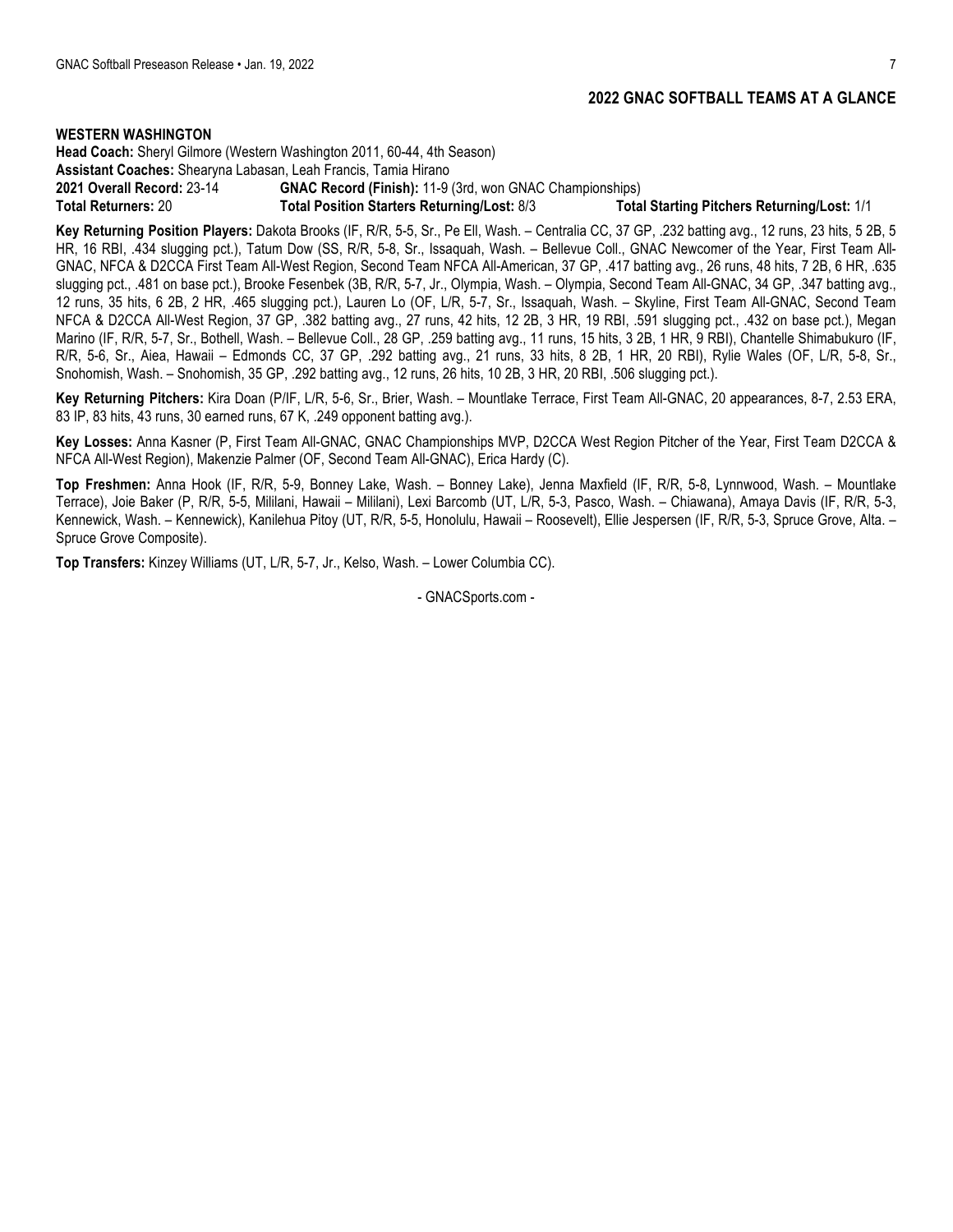## 2022 GNAC SOFTBALL TEAMS AT A GLANCE

**WESTERN WASHINGTON**

**Head Coach:** Sheryl Gilmore (Western Washington 2011, 60-44, 4th Season)
**Assistant Coaches:** Shearyna Labasan, Leah Francis, Tamia Hirano
**2021 Overall Record:** 23-14 **GNAC Record (Finish):** 11-9 (3rd, won GNAC Championships)
**Total Returners:** 20 **Total Position Starters Returning/Lost:** 8/3 **Total Starting Pitchers Returning/Lost:** 1/1

**Key Returning Position Players:** Dakota Brooks (IF, R/R, 5-5, Sr., Pe Ell, Wash. – Centralia CC, 37 GP, .232 batting avg., 12 runs, 23 hits, 5 2B, 5 HR, 16 RBI, .434 slugging pct.), Tatum Dow (SS, R/R, 5-8, Sr., Issaquah, Wash. – Bellevue Coll., GNAC Newcomer of the Year, First Team All-GNAC, NFCA & D2CCA First Team All-West Region, Second Team NFCA All-American, 37 GP, .417 batting avg., 26 runs, 48 hits, 7 2B, 6 HR, .635 slugging pct., .481 on base pct.), Brooke Fesenbek (3B, R/R, 5-7, Jr., Olympia, Wash. – Olympia, Second Team All-GNAC, 34 GP, .347 batting avg., 12 runs, 35 hits, 6 2B, 2 HR, .465 slugging pct.), Lauren Lo (OF, L/R, 5-7, Sr., Issaquah, Wash. – Skyline, First Team All-GNAC, Second Team NFCA & D2CCA All-West Region, 37 GP, .382 batting avg., 27 runs, 42 hits, 12 2B, 3 HR, 19 RBI, .591 slugging pct., .432 on base pct.), Megan Marino (IF, R/R, 5-7, Sr., Bothell, Wash. – Bellevue Coll., 28 GP, .259 batting avg., 11 runs, 15 hits, 3 2B, 1 HR, 9 RBI), Chantelle Shimabukuro (IF, R/R, 5-6, Sr., Aiea, Hawaii – Edmonds CC, 37 GP, .292 batting avg., 21 runs, 33 hits, 8 2B, 1 HR, 20 RBI), Rylie Wales (OF, L/R, 5-8, Sr., Snohomish, Wash. – Snohomish, 35 GP, .292 batting avg., 12 runs, 26 hits, 10 2B, 3 HR, 20 RBI, .506 slugging pct.).

**Key Returning Pitchers:** Kira Doan (P/IF, L/R, 5-6, Sr., Brier, Wash. – Mountlake Terrace, First Team All-GNAC, 20 appearances, 8-7, 2.53 ERA, 83 IP, 83 hits, 43 runs, 30 earned runs, 67 K, .249 opponent batting avg.).

**Key Losses:** Anna Kasner (P, First Team All-GNAC, GNAC Championships MVP, D2CCA West Region Pitcher of the Year, First Team D2CCA & NFCA All-West Region), Makenzie Palmer (OF, Second Team All-GNAC), Erica Hardy (C).

**Top Freshmen:** Anna Hook (IF, R/R, 5-9, Bonney Lake, Wash. – Bonney Lake), Jenna Maxfield (IF, R/R, 5-8, Lynnwood, Wash. – Mountlake Terrace), Joie Baker (P, R/R, 5-5, Mililani, Hawaii – Mililani), Lexi Barcomb (UT, L/R, 5-3, Pasco, Wash. – Chiawana), Amaya Davis (IF, R/R, 5-3, Kennewick, Wash. – Kennewick), Kanilehua Pitoy (UT, R/R, 5-5, Honolulu, Hawaii – Roosevelt), Ellie Jespersen (IF, R/R, 5-3, Spruce Grove, Alta. – Spruce Grove Composite).

**Top Transfers:** Kinzey Williams (UT, L/R, 5-7, Jr., Kelso, Wash. – Lower Columbia CC).